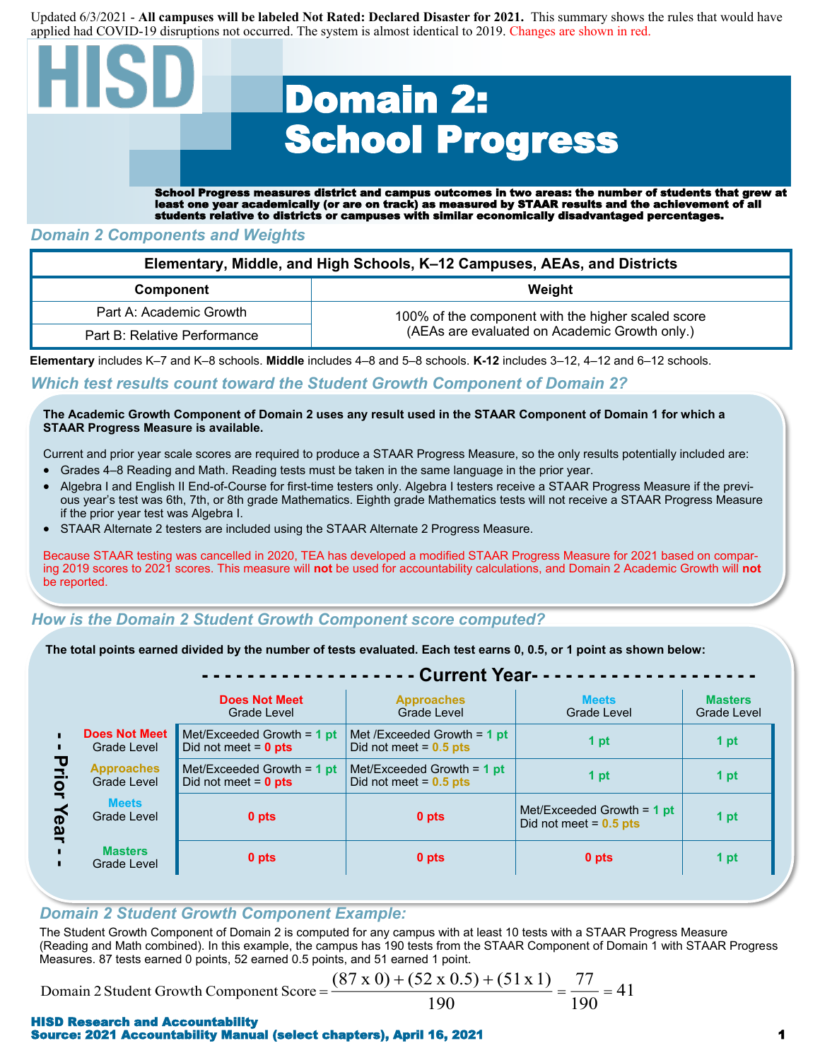Updated 6/3/2021 - **All campuses will be labeled Not Rated: Declared Disaster for 2021.** This summary shows the rules that would have applied had COVID-19 disruptions not occurred. The system is almost identical to 2019. Changes are shown in red.

HISD

# Domain 2: School Progress

**School Progress measures district and campus outcomes in two areas: the number of students that grew at least one year academically (or are on track) as measured by STAAR results and the achievement of all students relative to districts or campuses with similar economically disadvantaged percentages.**

## Domain 2 Components and Weights

| Elementary, Middle, and High Schools, K–12 Campuses, AEAs, and Districts | |
|---|---|
| **Component** | **Weight** |
| Part A: Academic Growth | 100% of the component with the higher scaled score (AEAs are evaluated on Academic Growth only.) |
| Part B: Relative Performance | |

**Elementary** includes K–7 and K–8 schools. **Middle** includes 4–8 and 5–8 schools. **K-12** includes 3–12, 4–12 and 6–12 schools.

## Which test results count toward the Student Growth Component of Domain 2?

**The Academic Growth Component of Domain 2 uses any result used in the STAAR Component of Domain 1 for which a STAAR Progress Measure is available.**

Current and prior year scale scores are required to produce a STAAR Progress Measure, so the only results potentially included are:

- Grades 4–8 Reading and Math. Reading tests must be taken in the same language in the prior year.
- Algebra I and English II End-of-Course for first-time testers only. Algebra I testers receive a STAAR Progress Measure if the previous year's test was 6th, 7th, or 8th grade Mathematics. Eighth grade Mathematics tests will not receive a STAAR Progress Measure if the prior year test was Algebra I.
- STAAR Alternate 2 testers are included using the STAAR Alternate 2 Progress Measure.

Because STAAR testing was cancelled in 2020, TEA has developed a modified STAAR Progress Measure for 2021 based on comparing 2019 scores to 2021 scores. This measure will **not** be used for accountability calculations, and Domain 2 Academic Growth will **not** be reported.

## How is the Domain 2 Student Growth Component score computed?

**The total points earned divided by the number of tests evaluated. Each test earns 0, 0.5, or 1 point as shown below:**

| Prior Year ↓ / Current Year → | Does Not Meet Grade Level | Approaches Grade Level | Meets Grade Level | Masters Grade Level |
|---|---|---|---|---|
| **Does Not Meet** Grade Level | Met/Exceeded Growth = 1 pt<br>Did not meet = 0 pts | Met /Exceeded Growth = 1 pt<br>Did not meet = 0.5 pts | 1 pt | 1 pt |
| **Approaches** Grade Level | Met/Exceeded Growth = 1 pt<br>Did not meet = 0 pts | Met/Exceeded Growth = 1 pt<br>Did not meet = 0.5 pts | 1 pt | 1 pt |
| **Meets** Grade Level | 0 pts | 0 pts | Met/Exceeded Growth = 1 pt<br>Did not meet = 0.5 pts | 1 pt |
| **Masters** Grade Level | 0 pts | 0 pts | 0 pts | 1 pt |

## Domain 2 Student Growth Component Example:

The Student Growth Component of Domain 2 is computed for any campus with at least 10 tests with a STAAR Progress Measure (Reading and Math combined). In this example, the campus has 190 tests from the STAAR Component of Domain 1 with STAAR Progress Measures. 87 tests earned 0 points, 52 earned 0.5 points, and 51 earned 1 point.

$$\text{Domain 2 Student Growth Component Score} = \frac{(87 \times 0) + (52 \times 0.5) + (51 \times 1)}{190} = \frac{77}{190} = 41$$

**HISD Research and Accountability**
**Source: 2021 Accountability Manual (select chapters), April 16, 2021**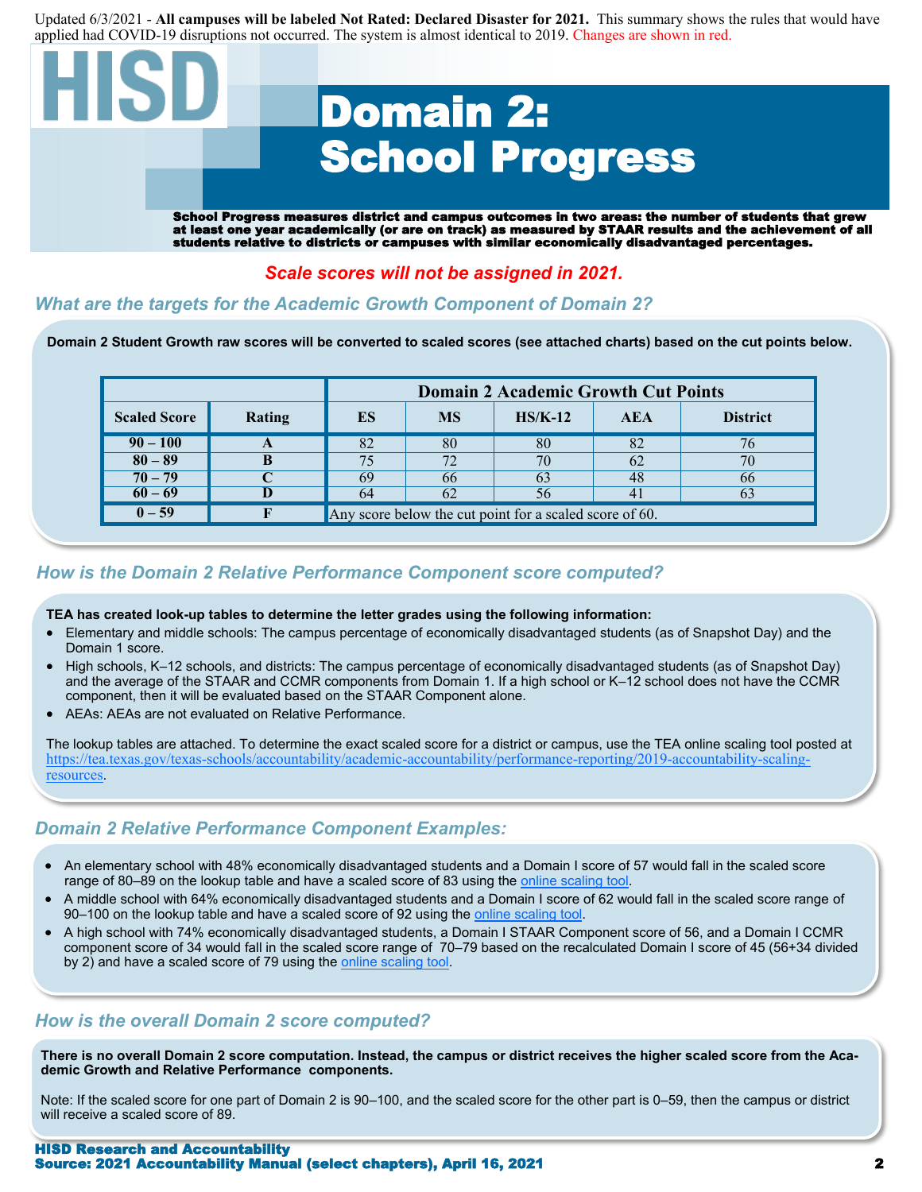Updated 6/3/2021 - **All campuses will be labeled Not Rated: Declared Disaster for 2021.** This summary shows the rules that would have applied had COVID-19 disruptions not occurred. The system is almost identical to 2019. Changes are shown in red.

HISD

# Domain 2: School Progress

**School Progress measures district and campus outcomes in two areas: the number of students that grew at least one year academically (or are on track) as measured by STAAR results and the achievement of all students relative to districts or campuses with similar economically disadvantaged percentages.**

***Scale scores will not be assigned in 2021.***

## *What are the targets for the Academic Growth Component of Domain 2?*

**Domain 2 Student Growth raw scores will be converted to scaled scores (see attached charts) based on the cut points below.**

| | | Domain 2 Academic Growth Cut Points | | | | |
|---|---|---|---|---|---|---|
| **Scaled Score** | **Rating** | **ES** | **MS** | **HS/K-12** | **AEA** | **District** |
| **90 – 100** | **A** | 82 | 80 | 80 | 82 | 76 |
| **80 – 89** | **B** | 75 | 72 | 70 | 62 | 70 |
| **70 – 79** | **C** | 69 | 66 | 63 | 48 | 66 |
| **60 – 69** | **D** | 64 | 62 | 56 | 41 | 63 |
| **0 – 59** | **F** | Any score below the cut point for a scaled score of 60. | | | | |

## *How is the Domain 2 Relative Performance Component score computed?*

**TEA has created look-up tables to determine the letter grades using the following information:**

- Elementary and middle schools: The campus percentage of economically disadvantaged students (as of Snapshot Day) and the Domain 1 score.
- High schools, K–12 schools, and districts: The campus percentage of economically disadvantaged students (as of Snapshot Day) and the average of the STAAR and CCMR components from Domain 1. If a high school or K–12 school does not have the CCMR component, then it will be evaluated based on the STAAR Component alone.
- AEAs: AEAs are not evaluated on Relative Performance.

The lookup tables are attached. To determine the exact scaled score for a district or campus, use the TEA online scaling tool posted at https://tea.texas.gov/texas-schools/accountability/academic-accountability/performance-reporting/2019-accountability-scaling-resources.

## *Domain 2 Relative Performance Component Examples:*

- An elementary school with 48% economically disadvantaged students and a Domain I score of 57 would fall in the scaled score range of 80–89 on the lookup table and have a scaled score of 83 using the online scaling tool.
- A middle school with 64% economically disadvantaged students and a Domain I score of 62 would fall in the scaled score range of 90–100 on the lookup table and have a scaled score of 92 using the online scaling tool.
- A high school with 74% economically disadvantaged students, a Domain I STAAR Component score of 56, and a Domain I CCMR component score of 34 would fall in the scaled score range of 70–79 based on the recalculated Domain I score of 45 (56+34 divided by 2) and have a scaled score of 79 using the online scaling tool.

## *How is the overall Domain 2 score computed?*

**There is no overall Domain 2 score computation. Instead, the campus or district receives the higher scaled score from the Academic Growth and Relative Performance components.**

Note: If the scaled score for one part of Domain 2 is 90–100, and the scaled score for the other part is 0–59, then the campus or district will receive a scaled score of 89.

**HISD Research and Accountability**
**Source: 2021 Accountability Manual (select chapters), April 16, 2021**